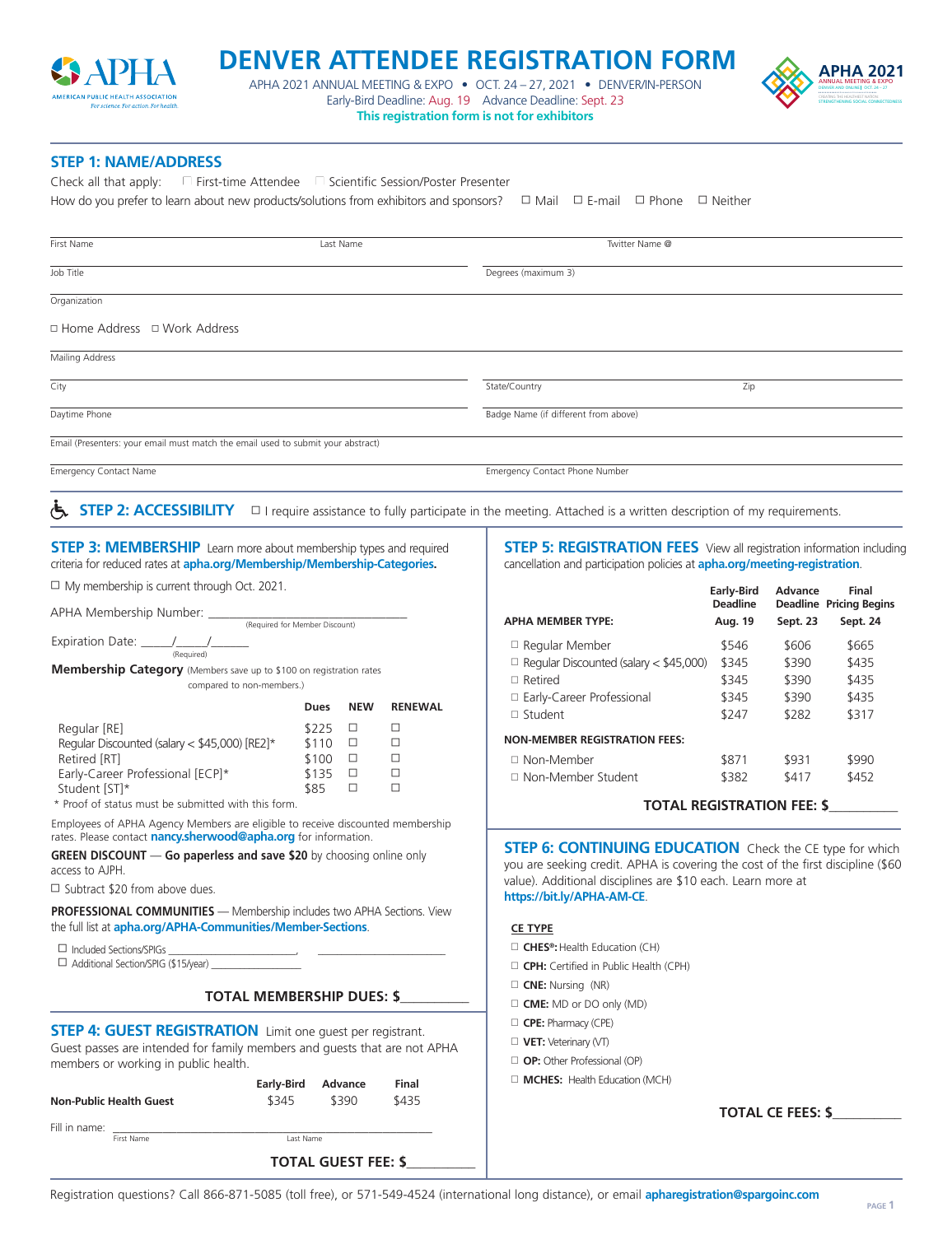# DENVER ATTENDEE REGISTRATION FORM

APHA 2021 ANNUAL MEETING & EXPO • OCT. 24 – 27, 2021 • DENVER/IN-PERSON

Early-Bird Deadline: Aug. 19 Advance Deadline: Sept. 23

**This registration form is not for exhibitors**

## STEP 1: NAME/ADDRESS

Check all that apply: ☐ First-time Attendee ☐ Scientific Session/Poster Presenter

How do you prefer to learn about new products/solutions from exhibitors and sponsors? ☐ Mail ☐ E-mail ☐ Phone ☐ Neither

First Name ____________ Last Name ____________ Twitter Name @ ____________

Job Title ____________ Degrees (maximum 3) ____________

Organization ____________

☐ Home Address ☐ Work Address

Mailing Address ____________

City ____________ State/Country ____________ Zip ____________

Daytime Phone ____________ Badge Name (if different from above) ____________

Email (Presenters: your email must match the email used to submit your abstract) ____________

Emergency Contact Name ____________ Emergency Contact Phone Number ____________

## STEP 2: ACCESSIBILITY

☐ I require assistance to fully participate in the meeting. Attached is a written description of my requirements.

## STEP 3: MEMBERSHIP

Learn more about membership types and required criteria for reduced rates at **apha.org/Membership/Membership-Categories.**

☐ My membership is current through Oct. 2021.

APHA Membership Number: ______________________ (Required for Member Discount)

Expiration Date: _____/_____/______ (Required)

**Membership Category** (Members save up to $100 on registration rates compared to non-members.)

| | Dues | NEW | RENEWAL |
|---|---|---|---|
| Regular [RE] | $225 | ☐ | ☐ |
| Regular Discounted (salary < $45,000) [RE2]* | $110 | ☐ | ☐ |
| Retired [RT] | $100 | ☐ | ☐ |
| Early-Career Professional [ECP]* | $135 | ☐ | ☐ |
| Student [ST]* | $85 | ☐ | ☐ |

\* Proof of status must be submitted with this form.

Employees of APHA Agency Members are eligible to receive discounted membership rates. Please contact **nancy.sherwood@apha.org** for information.

**GREEN DISCOUNT — Go paperless and save $20** by choosing online only access to AJPH.

☐ Subtract $20 from above dues.

**PROFESSIONAL COMMUNITIES** — Membership includes two APHA Sections. View the full list at **apha.org/APHA-Communities/Member-Sections**.

☐ Included Sections/SPIGs ______________________, ______________________

☐ Additional Section/SPIG ($15/year) ______________________

**TOTAL MEMBERSHIP DUES: $__________**

## STEP 4: GUEST REGISTRATION

Limit one guest per registrant. Guest passes are intended for family members and guests that are not APHA members or working in public health.

| | Early-Bird | Advance | Final |
|---|---|---|---|
| **Non-Public Health Guest** | $345 | $390 | $435 |

Fill in name: ______________________ ______________________
(First Name) (Last Name)

**TOTAL GUEST FEE: $__________**

## STEP 5: REGISTRATION FEES

View all registration information including cancellation and participation policies at **apha.org/meeting-registration**.

| **APHA MEMBER TYPE:** | Early-Bird Deadline Aug. 19 | Advance Deadline Sept. 23 | Final Pricing Begins Sept. 24 |
|---|---|---|---|
| ☐ Regular Member | $546 | $606 | $665 |
| ☐ Regular Discounted (salary < $45,000) | $345 | $390 | $435 |
| ☐ Retired | $345 | $390 | $435 |
| ☐ Early-Career Professional | $345 | $390 | $435 |
| ☐ Student | $247 | $282 | $317 |
| **NON-MEMBER REGISTRATION FEES:** | | | |
| ☐ Non-Member | $871 | $931 | $990 |
| ☐ Non-Member Student | $382 | $417 | $452 |

**TOTAL REGISTRATION FEE: $__________**

## STEP 6: CONTINUING EDUCATION

Check the CE type for which you are seeking credit. APHA is covering the cost of the first discipline ($60 value). Additional disciplines are $10 each. Learn more at **https://bit.ly/APHA-AM-CE**.

**CE TYPE**

- ☐ **CHES®:** Health Education (CH)
- ☐ **CPH:** Certified in Public Health (CPH)
- ☐ **CNE:** Nursing (NR)
- ☐ **CME:** MD or DO only (MD)
- ☐ **CPE:** Pharmacy (CPE)
- ☐ **VET:** Veterinary (VT)
- ☐ **OP:** Other Professional (OP)
- ☐ **MCHES:** Health Education (MCH)

**TOTAL CE FEES: $__________**

Registration questions? Call 866-871-5085 (toll free), or 571-549-4524 (international long distance), or email **apharegistration@spargoinc.com**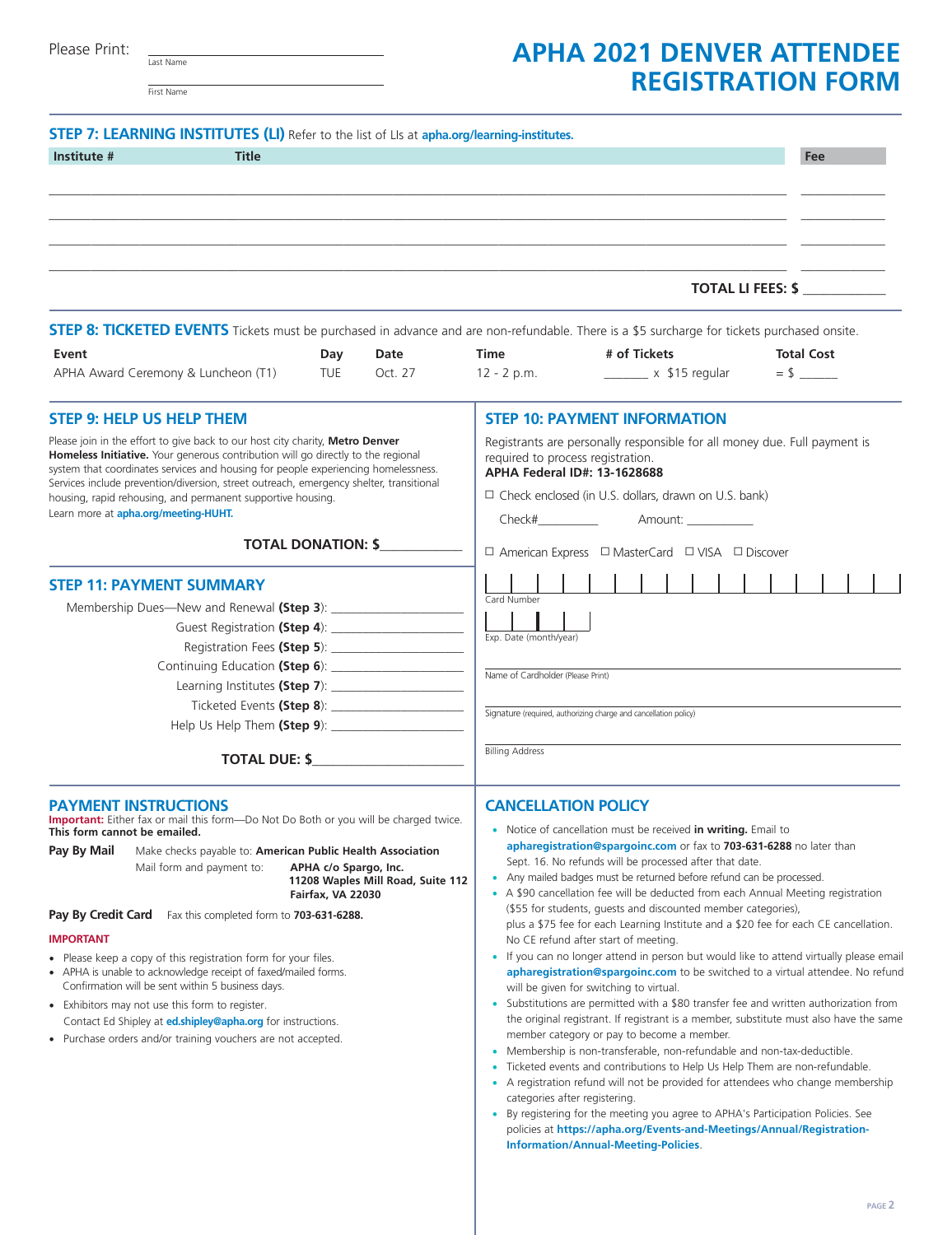Please Print: \_\_\_\_\_\_\_\_\_\_\_\_\_\_\_\_\_\_\_\_\_\_\_\_\_\_\_\_
Last Name

\_\_\_\_\_\_\_\_\_\_\_\_\_\_\_\_\_\_\_\_\_\_\_\_\_\_\_\_
First Name

# APHA 2021 DENVER ATTENDEE REGISTRATION FORM

## STEP 7: LEARNING INSTITUTES (LI) Refer to the list of LIs at apha.org/learning-institutes.

| Institute # | Title | Fee |
|---|---|---|
| | | |
| | | |
| | | |
| | | |

**TOTAL LI FEES: $** \_\_\_\_\_\_\_\_\_\_\_\_

## STEP 8: TICKETED EVENTS Tickets must be purchased in advance and are non-refundable. There is a $5 surcharge for tickets purchased onsite.

| Event | Day | Date | Time | # of Tickets | Total Cost |
|---|---|---|---|---|---|
| APHA Award Ceremony & Luncheon (T1) | TUE | Oct. 27 | 12 - 2 p.m. | \_\_\_\_\_\_\_ x $15 regular | = $ \_\_\_\_\_\_ |

## STEP 9: HELP US HELP THEM

Please join in the effort to give back to our host city charity, **Metro Denver Homeless Initiative.** Your generous contribution will go directly to the regional system that coordinates services and housing for people experiencing homelessness. Services include prevention/diversion, street outreach, emergency shelter, transitional housing, rapid rehousing, and permanent supportive housing.
Learn more at apha.org/meeting-HUHT.

**TOTAL DONATION: $**\_\_\_\_\_\_\_\_\_\_\_\_

## STEP 10: PAYMENT INFORMATION

Registrants are personally responsible for all money due. Full payment is required to process registration.
**APHA Federal ID#: 13-1628688**

☐ Check enclosed (in U.S. dollars, drawn on U.S. bank)

Check#\_\_\_\_\_\_\_\_\_\_ Amount: \_\_\_\_\_\_\_\_\_\_\_

☐ American Express ☐ MasterCard ☐ VISA ☐ Discover

Card Number

Exp. Date (month/year)

Name of Cardholder (Please Print)

Signature (required, authorizing charge and cancellation policy)

Billing Address

## STEP 11: PAYMENT SUMMARY

Membership Dues—New and Renewal **(Step 3)**: \_\_\_\_\_\_\_\_\_\_\_\_\_\_\_\_\_\_\_\_

Guest Registration **(Step 4)**: \_\_\_\_\_\_\_\_\_\_\_\_\_\_\_\_\_\_\_\_

Registration Fees **(Step 5)**: \_\_\_\_\_\_\_\_\_\_\_\_\_\_\_\_\_\_\_\_

Continuing Education **(Step 6)**: \_\_\_\_\_\_\_\_\_\_\_\_\_\_\_\_\_\_\_\_

Learning Institutes **(Step 7)**: \_\_\_\_\_\_\_\_\_\_\_\_\_\_\_\_\_\_\_\_

Ticketed Events **(Step 8)**: \_\_\_\_\_\_\_\_\_\_\_\_\_\_\_\_\_\_\_\_

Help Us Help Them **(Step 9)**: \_\_\_\_\_\_\_\_\_\_\_\_\_\_\_\_\_\_\_\_

**TOTAL DUE: $**\_\_\_\_\_\_\_\_\_\_\_\_\_\_\_\_\_\_\_\_\_\_

## PAYMENT INSTRUCTIONS

**Important:** Either fax or mail this form—Do Not Do Both or you will be charged twice.
**This form cannot be emailed.**

**Pay By Mail** Make checks payable to: **American Public Health Association**

Mail form and payment to:
**APHA c/o Spargo, Inc.**
**11208 Waples Mill Road, Suite 112**
**Fairfax, VA 22030**

**Pay By Credit Card** Fax this completed form to **703-631-6288.**

**IMPORTANT**

- Please keep a copy of this registration form for your files.
- APHA is unable to acknowledge receipt of faxed/mailed forms. Confirmation will be sent within 5 business days.
- Exhibitors may not use this form to register. Contact Ed Shipley at ed.shipley@apha.org for instructions.
- Purchase orders and/or training vouchers are not accepted.

## CANCELLATION POLICY

- Notice of cancellation must be received **in writing.** Email to **apharegistration@spargoinc.com** or fax to **703-631-6288** no later than Sept. 16. No refunds will be processed after that date.
- Any mailed badges must be returned before refund can be processed.
- A $90 cancellation fee will be deducted from each Annual Meeting registration ($55 for students, guests and discounted member categories), plus a $75 fee for each Learning Institute and a $20 fee for each CE cancellation. No CE refund after start of meeting.
- If you can no longer attend in person but would like to attend virtually please email **apharegistration@spargoinc.com** to be switched to a virtual attendee. No refund will be given for switching to virtual.
- Substitutions are permitted with a $80 transfer fee and written authorization from the original registrant. If registrant is a member, substitute must also have the same member category or pay to become a member.
- Membership is non-transferable, non-refundable and non-tax-deductible.
- Ticketed events and contributions to Help Us Help Them are non-refundable.
- A registration refund will not be provided for attendees who change membership categories after registering.
- By registering for the meeting you agree to APHA's Participation Policies. See policies at **https://apha.org/Events-and-Meetings/Annual/Registration-Information/Annual-Meeting-Policies**.